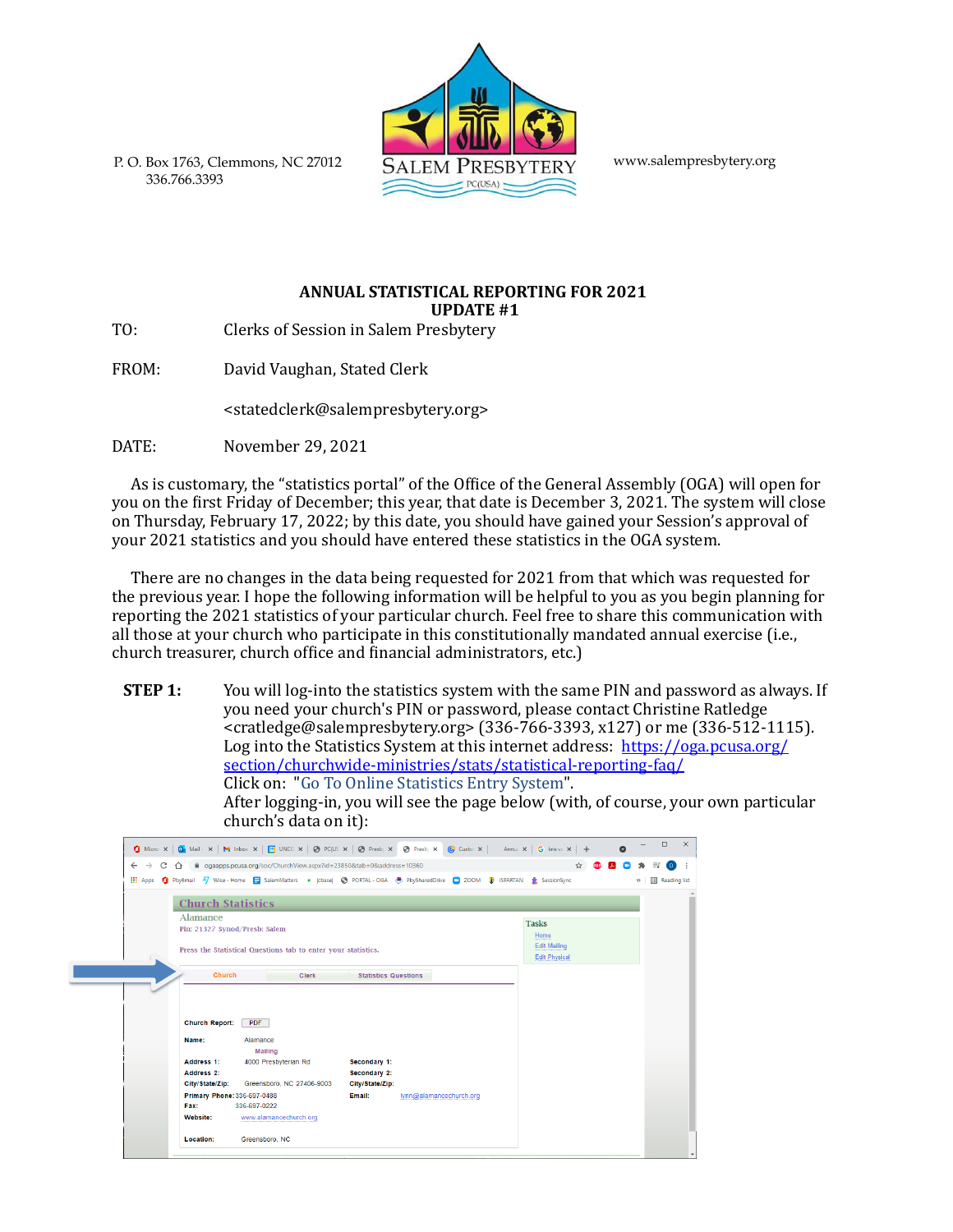P. O. Box 1763, Clemmons, NC 27012
336.766.3393

SALEM PRESBYTERY
PC(USA)

www.salempresbytery.org

**ANNUAL STATISTICAL REPORTING FOR 2021**
**UPDATE #1**

TO: Clerks of Session in Salem Presbytery

FROM: David Vaughan, Stated Clerk

<statedclerk@salempresbytery.org>

DATE: November 29, 2021

As is customary, the "statistics portal" of the Office of the General Assembly (OGA) will open for you on the first Friday of December; this year, that date is December 3, 2021. The system will close on Thursday, February 17, 2022; by this date, you should have gained your Session's approval of your 2021 statistics and you should have entered these statistics in the OGA system.

There are no changes in the data being requested for 2021 from that which was requested for the previous year. I hope the following information will be helpful to you as you begin planning for reporting the 2021 statistics of your particular church. Feel free to share this communication with all those at your church who participate in this constitutionally mandated annual exercise (i.e., church treasurer, church office and financial administrators, etc.)

**STEP 1:** You will log-into the statistics system with the same PIN and password as always. If you need your church's PIN or password, please contact Christine Ratledge <cratledge@salempresbytery.org> (336-766-3393, x127) or me (336-512-1115). Log into the Statistics System at this internet address: https://oga.pcusa.org/section/churchwide-ministries/stats/statistical-reporting-faq/
Click on: "Go To Online Statistics Entry System".
After logging-in, you will see the page below (with, of course, your own particular church's data on it):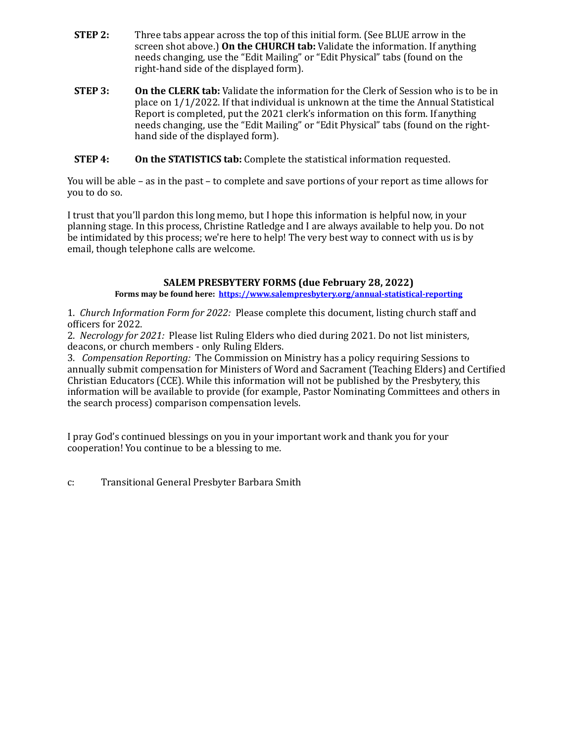**STEP 2:** Three tabs appear across the top of this initial form. (See BLUE arrow in the screen shot above.) **On the CHURCH tab:** Validate the information. If anything needs changing, use the "Edit Mailing" or "Edit Physical" tabs (found on the right-hand side of the displayed form).

**STEP 3:** **On the CLERK tab:** Validate the information for the Clerk of Session who is to be in place on 1/1/2022. If that individual is unknown at the time the Annual Statistical Report is completed, put the 2021 clerk's information on this form. If anything needs changing, use the "Edit Mailing" or "Edit Physical" tabs (found on the right-hand side of the displayed form).

**STEP 4:** **On the STATISTICS tab:** Complete the statistical information requested.

You will be able – as in the past – to complete and save portions of your report as time allows for you to do so.

I trust that you'll pardon this long memo, but I hope this information is helpful now, in your planning stage. In this process, Christine Ratledge and I are always available to help you. Do not be intimidated by this process; we're here to help! The very best way to connect with us is by email, though telephone calls are welcome.

**SALEM PRESBYTERY FORMS (due February 28, 2022)**

**Forms may be found here: [https://www.salempresbytery.org/annual-statistical-reporting](https://www.salempresbytery.org/annual-statistical-reporting)**

1. *Church Information Form for 2022:* Please complete this document, listing church staff and officers for 2022.
2. *Necrology for 2021:* Please list Ruling Elders who died during 2021. Do not list ministers, deacons, or church members - only Ruling Elders.
3. *Compensation Reporting:* The Commission on Ministry has a policy requiring Sessions to annually submit compensation for Ministers of Word and Sacrament (Teaching Elders) and Certified Christian Educators (CCE). While this information will not be published by the Presbytery, this information will be available to provide (for example, Pastor Nominating Committees and others in the search process) comparison compensation levels.

I pray God's continued blessings on you in your important work and thank you for your cooperation! You continue to be a blessing to me.

c: Transitional General Presbyter Barbara Smith